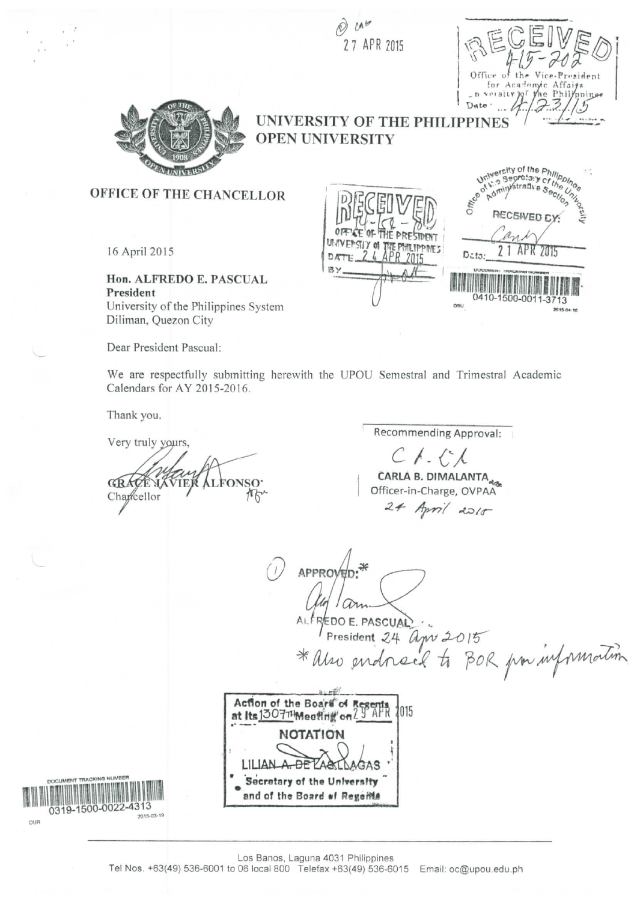27 APR 2015

RECEIVED
4-15-202
Office of the Vice-President for Academic Affairs
University of the Philippines
Date: 4/23/15

# UNIVERSITY OF THE PHILIPPINES OPEN UNIVERSITY

## OFFICE OF THE CHANCELLOR

RECEIVED
14-158-D
OFFICE OF THE PRESIDENT
UNIVERSITY OF THE PHILIPPINES
DATE 24 APR 2015
BY

University of the Philippines
Office of the Secretary of the University
Administrative Section
RECEIVED BY:
Date: 21 APR 2015
0410-1500-0011-3713

16 April 2015

**Hon. ALFREDO E. PASCUAL**
**President**
University of the Philippines System
Diliman, Quezon City

Dear President Pascual:

We are respectfully submitting herewith the UPOU Semestral and Trimestral Academic Calendars for AY 2015-2016.

Thank you.

Very truly yours,

GRACE JAVIER ALFONSO
Chancellor

Recommending Approval:

CARLA B. DIMALANTA
Officer-in-Charge, OVPAA
24 April 2015

APPROVED:*

ALFREDO E. PASCUAL
President 24 Apr 2015
*Also endorsed to BOR for information

Action of the Board of Regents at its 1307th Meeting on 29 APR 2015
NOTATION
LILIAN A. DE LAS LLAGAS
Secretary of the University and of the Board of Regents

DOCUMENT TRACKING NUMBER
0319-1500-0022-4313

Los Banos, Laguna 4031 Philippines
Tel Nos. +63(49) 536-6001 to 06 local 800 Telefax +63(49) 536-6015 Email: oc@upou.edu.ph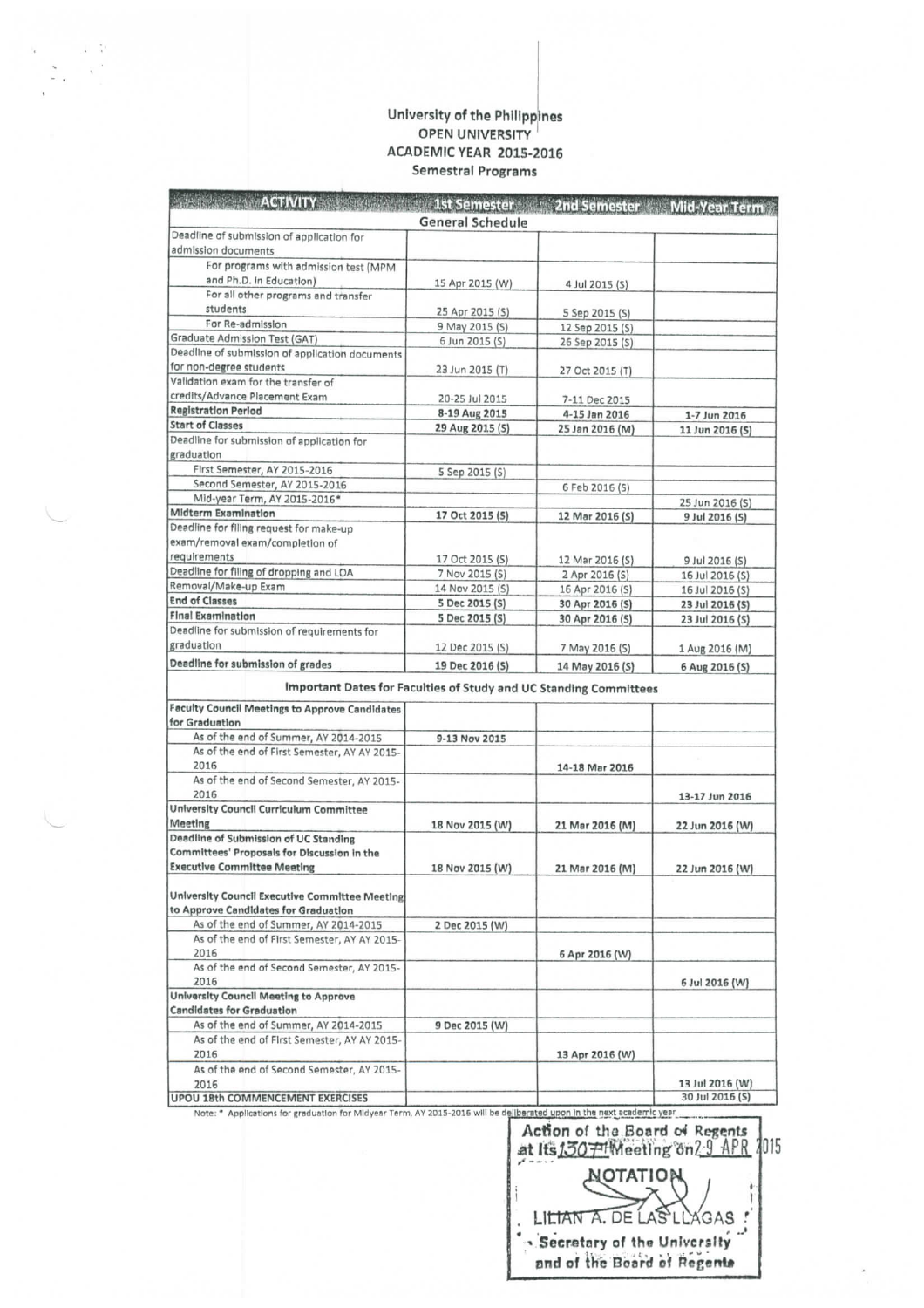# University of the Philippines
## OPEN UNIVERSITY
## ACADEMIC YEAR 2015-2016
### Semestral Programs

| ACTIVITY | 1st Semester | 2nd Semester | Mid-Year Term |
|---|---|---|---|
| **General Schedule** | | | |
| Deadline of submission of application for admission documents | | | |
| For programs with admission test (MPM and Ph.D. in Education) | 15 Apr 2015 (W) | 4 Jul 2015 (S) | |
| For all other programs and transfer students | 25 Apr 2015 (S) | 5 Sep 2015 (S) | |
| For Re-admission | 9 May 2015 (S) | 12 Sep 2015 (S) | |
| Graduate Admission Test (GAT) | 6 Jun 2015 (S) | 26 Sep 2015 (S) | |
| Deadline of submission of application documents for non-degree students | 23 Jun 2015 (T) | 27 Oct 2015 (T) | |
| Validation exam for the transfer of credits/Advance Placement Exam | 20-25 Jul 2015 | 7-11 Dec 2015 | |
| **Registration Period** | 8-19 Aug 2015 | 4-15 Jan 2016 | 1-7 Jun 2016 |
| **Start of Classes** | 29 Aug 2015 (S) | 25 Jan 2016 (M) | 11 Jun 2016 (S) |
| Deadline for submission of application for graduation | | | |
| First Semester, AY 2015-2016 | 5 Sep 2015 (S) | | |
| Second Semester, AY 2015-2016 | | 6 Feb 2016 (S) | |
| Mid-year Term, AY 2015-2016* | | | 25 Jun 2016 (S) |
| **Midterm Examination** | 17 Oct 2015 (S) | 12 Mar 2016 (S) | 9 Jul 2016 (S) |
| Deadline for filing request for make-up exam/removal exam/completion of requirements | 17 Oct 2015 (S) | 12 Mar 2016 (S) | 9 Jul 2016 (S) |
| Deadline for filing of dropping and LOA | 7 Nov 2015 (S) | 2 Apr 2016 (S) | 16 Jul 2016 (S) |
| Removal/Make-up Exam | 14 Nov 2015 (S) | 16 Apr 2016 (S) | 16 Jul 2016 (S) |
| **End of Classes** | 5 Dec 2015 (S) | 30 Apr 2016 (S) | 23 Jul 2016 (S) |
| **Final Examination** | 5 Dec 2015 (S) | 30 Apr 2016 (S) | 23 Jul 2016 (S) |
| Deadline for submission of requirements for graduation | 12 Dec 2015 (S) | 7 May 2016 (S) | 1 Aug 2016 (M) |
| **Deadline for submission of grades** | 19 Dec 2016 (S) | 14 May 2016 (S) | 6 Aug 2016 (S) |
| **Important Dates for Faculties of Study and UC Standing Committees** | | | |
| **Faculty Council Meetings to Approve Candidates for Graduation** | | | |
| As of the end of Summer, AY 2014-2015 | 9-13 Nov 2015 | | |
| As of the end of First Semester, AY AY 2015-2016 | | 14-18 Mar 2016 | |
| As of the end of Second Semester, AY 2015-2016 | | | 13-17 Jun 2016 |
| **University Council Curriculum Committee Meeting** | 18 Nov 2015 (W) | 21 Mar 2016 (M) | 22 Jun 2016 (W) |
| **Deadline of Submission of UC Standing Committees' Proposals for Discussion in the Executive Committee Meeting** | 18 Nov 2015 (W) | 21 Mar 2016 (M) | 22 Jun 2016 (W) |
| **University Council Executive Committee Meeting to Approve Candidates for Graduation** | | | |
| As of the end of Summer, AY 2014-2015 | 2 Dec 2015 (W) | | |
| As of the end of First Semester, AY AY 2015-2016 | | 6 Apr 2016 (W) | |
| As of the end of Second Semester, AY 2015-2016 | | | 6 Jul 2016 (W) |
| **University Council Meeting to Approve Candidates for Graduation** | | | |
| As of the end of Summer, AY 2014-2015 | 9 Dec 2015 (W) | | |
| As of the end of First Semester, AY AY 2015-2016 | | 13 Apr 2016 (W) | |
| As of the end of Second Semester, AY 2015-2016 | | | 13 Jul 2016 (W) |
| **UPOU 18th COMMENCEMENT EXERCISES** | | | 30 Jul 2016 (S) |

Note: * Applications for graduation for Midyear Term, AY 2015-2016 will be deliberated upon in the next academic year.

Action of the Board of Regents at its 1307th Meeting on 29 APR 2015

NOTATION

LILIAN A. DE LAS LLAGAS
Secretary of the University and of the Board of Regents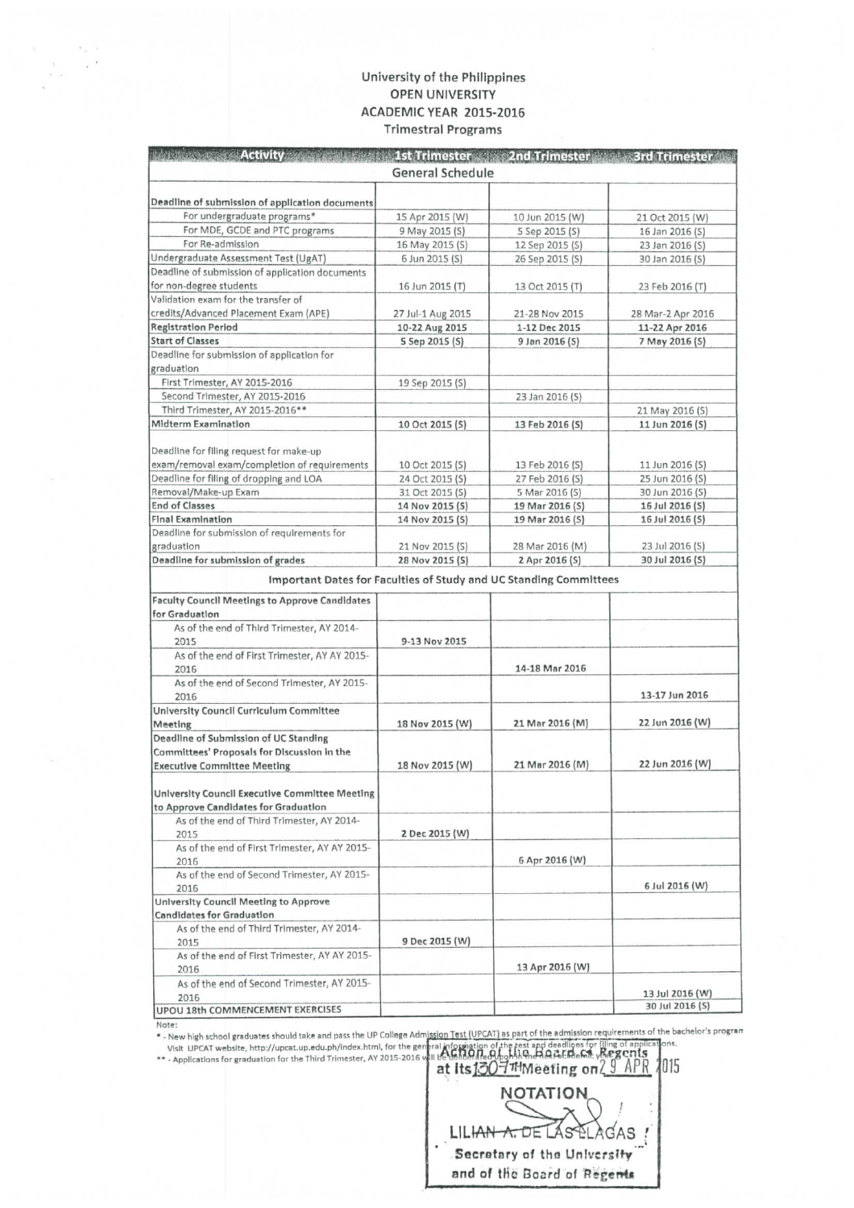University of the Philippines
**OPEN UNIVERSITY**
**ACADEMIC YEAR 2015-2016**
Trimestral Programs

| Activity | 1st Trimester | 2nd Trimester | 3rd Trimester |
|---|---|---|---|
| **General Schedule** | | | |
| Deadline of submission of application documents | | | |
| For undergraduate programs* | 15 Apr 2015 (W) | 10 Jun 2015 (W) | 21 Oct 2015 (W) |
| For MDE, GCDE and PTC programs | 9 May 2015 (S) | 5 Sep 2015 (S) | 16 Jan 2016 (S) |
| For Re-admission | 16 May 2015 (S) | 12 Sep 2015 (S) | 23 Jan 2016 (S) |
| Undergraduate Assessment Test (UgAT) | 6 Jun 2015 (S) | 26 Sep 2015 (S) | 30 Jan 2016 (S) |
| Deadline of submission of application documents for non-degree students | 16 Jun 2015 (T) | 13 Oct 2015 (T) | 23 Feb 2016 (T) |
| Validation exam for the transfer of credits/Advanced Placement Exam (APE) | 27 Jul-1 Aug 2015 | 21-28 Nov 2015 | 28 Mar-2 Apr 2016 |
| **Registration Period** | **10-22 Aug 2015** | **1-12 Dec 2015** | **11-22 Apr 2016** |
| **Start of Classes** | **5 Sep 2015 (S)** | **9 Jan 2016 (S)** | **7 May 2016 (S)** |
| Deadline for submission of application for graduation | | | |
| First Trimester, AY 2015-2016 | 19 Sep 2015 (S) | | |
| Second Trimester, AY 2015-2016 | | 23 Jan 2016 (S) | |
| Third Trimester, AY 2015-2016** | | | 21 May 2016 (S) |
| **Midterm Examination** | **10 Oct 2015 (S)** | **13 Feb 2016 (S)** | **11 Jun 2016 (S)** |
| Deadline for filing request for make-up exam/removal exam/completion of requirements | 10 Oct 2015 (S) | 13 Feb 2016 (S) | 11 Jun 2016 (S) |
| Deadline for filing of dropping and LOA | 24 Oct 2015 (S) | 27 Feb 2016 (S) | 25 Jun 2016 (S) |
| Removal/Make-up Exam | 31 Oct 2015 (S) | 5 Mar 2016 (S) | 30 Jun 2016 (S) |
| **End of Classes** | **14 Nov 2015 (S)** | **19 Mar 2016 (S)** | **16 Jul 2016 (S)** |
| **Final Examination** | **14 Nov 2015 (S)** | **19 Mar 2016 (S)** | **16 Jul 2016 (S)** |
| Deadline for submission of requirements for graduation | 21 Nov 2015 (S) | 28 Mar 2016 (M) | 23 Jul 2016 (S) |
| **Deadline for submission of grades** | **28 Nov 2015 (S)** | **2 Apr 2016 (S)** | **30 Jul 2016 (S)** |
| **Important Dates for Faculties of Study and UC Standing Committees** | | | |
| **Faculty Council Meetings to Approve Candidates for Graduation** | | | |
| As of the end of Third Trimester, AY 2014-2015 | 9-13 Nov 2015 | | |
| As of the end of First Trimester, AY AY 2015-2016 | | 14-18 Mar 2016 | |
| As of the end of Second Trimester, AY 2015-2016 | | | 13-17 Jun 2016 |
| **University Council Curriculum Committee Meeting** | 18 Nov 2015 (W) | 21 Mar 2016 (M) | 22 Jun 2016 (W) |
| **Deadline of Submission of UC Standing Committees' Proposals for Discussion in the Executive Committee Meeting** | 18 Nov 2015 (W) | 21 Mar 2016 (M) | 22 Jun 2016 (W) |
| **University Council Executive Committee Meeting to Approve Candidates for Graduation** | | | |
| As of the end of Third Trimester, AY 2014-2015 | 2 Dec 2015 (W) | | |
| As of the end of First Trimester, AY AY 2015-2016 | | 6 Apr 2016 (W) | |
| As of the end of Second Trimester, AY 2015-2016 | | | 6 Jul 2016 (W) |
| **University Council Meeting to Approve Candidates for Graduation** | | | |
| As of the end of Third Trimester, AY 2014-2015 | 9 Dec 2015 (W) | | |
| As of the end of First Trimester, AY AY 2015-2016 | | 13 Apr 2016 (W) | |
| As of the end of Second Trimester, AY 2015-2016 | | | 13 Jul 2016 (W) |
| **UPOU 18th COMMENCEMENT EXERCISES** | | | 30 Jul 2016 (S) |

Note:

* - New high school graduates should take and pass the UP College Admission Test (UPCAT) as part of the admission requirements of the bachelor's program. Visit UPCAT website, http://upcat.up.edu.ph/index.html, for the general information of the test and deadlines for filing of applications.

** - Applications for graduation for the Third Trimester, AY 2015-2016 will be ...

Action of the Board of Regents
at its 1307TH Meeting on 29 APR 2015

NOTATION

LILIAN A. DE LAS LLAGAS
Secretary of the University
and of the Board of Regents